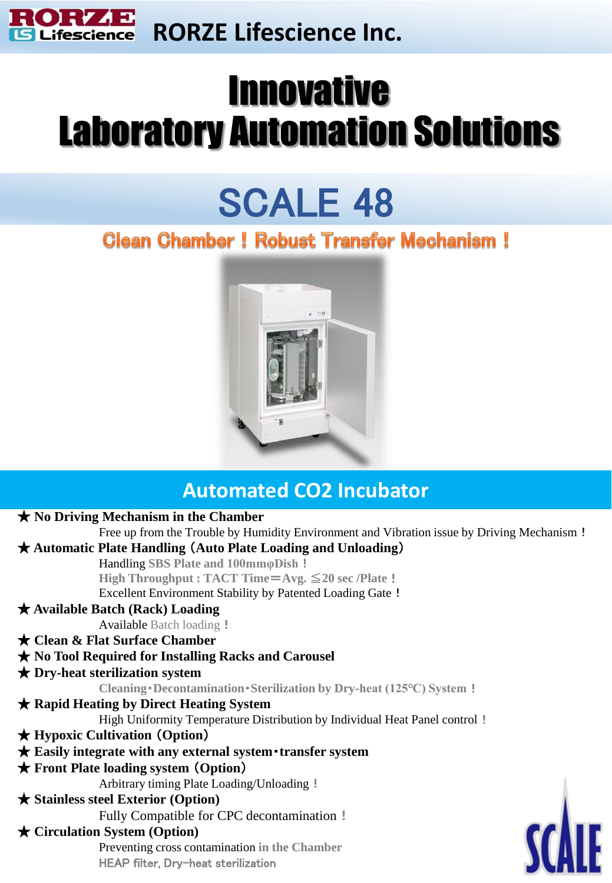RORZE Lifescience Inc.

# Innovative Laboratory Automation Solutions

# SCALE 48

**Clean Chamber ! Robust Transfer Mechanism !**

## Automated $CO_2$ Incubator

★ **No Driving Mechanism in the Chamber**

Free up from the Trouble by Humidity Environment and Vibration issue by Driving Mechanism ！

★ **Automatic Plate Handling（Auto Plate Loading and Unloading）**

Handling **SBS Plate and 100mmφDish ！**

**High Throughput : TACT Time＝Avg. ≦20 sec /Plate ！**

Excellent Environment Stability by Patented Loading Gate ！

★ **Available Batch (Rack) Loading**

Available Batch loading ！

★ **Clean & Flat Surface Chamber**

★ **No Tool Required for Installing Racks and Carousel**

★ **Dry-heat sterilization system**

**Cleaning・Decontamination・Sterilization by Dry-heat (125℃) System ！**

★ **Rapid Heating by Direct Heating System**

High Uniformity Temperature Distribution by Individual Heat Panel control ！

★ **Hypoxic Cultivation（Option）**

★ **Easily integrate with any external system・transfer system**

★ **Front Plate loading system（Option）**

Arbitrary timing Plate Loading/Unloading ！

★ **Stainless steel Exterior (Option)**

Fully Compatible for CPC decontamination ！

★ **Circulation System (Option)**

Preventing cross contamination **in the Chamber**

HEAP filter, Dry-heat sterilization

SCALE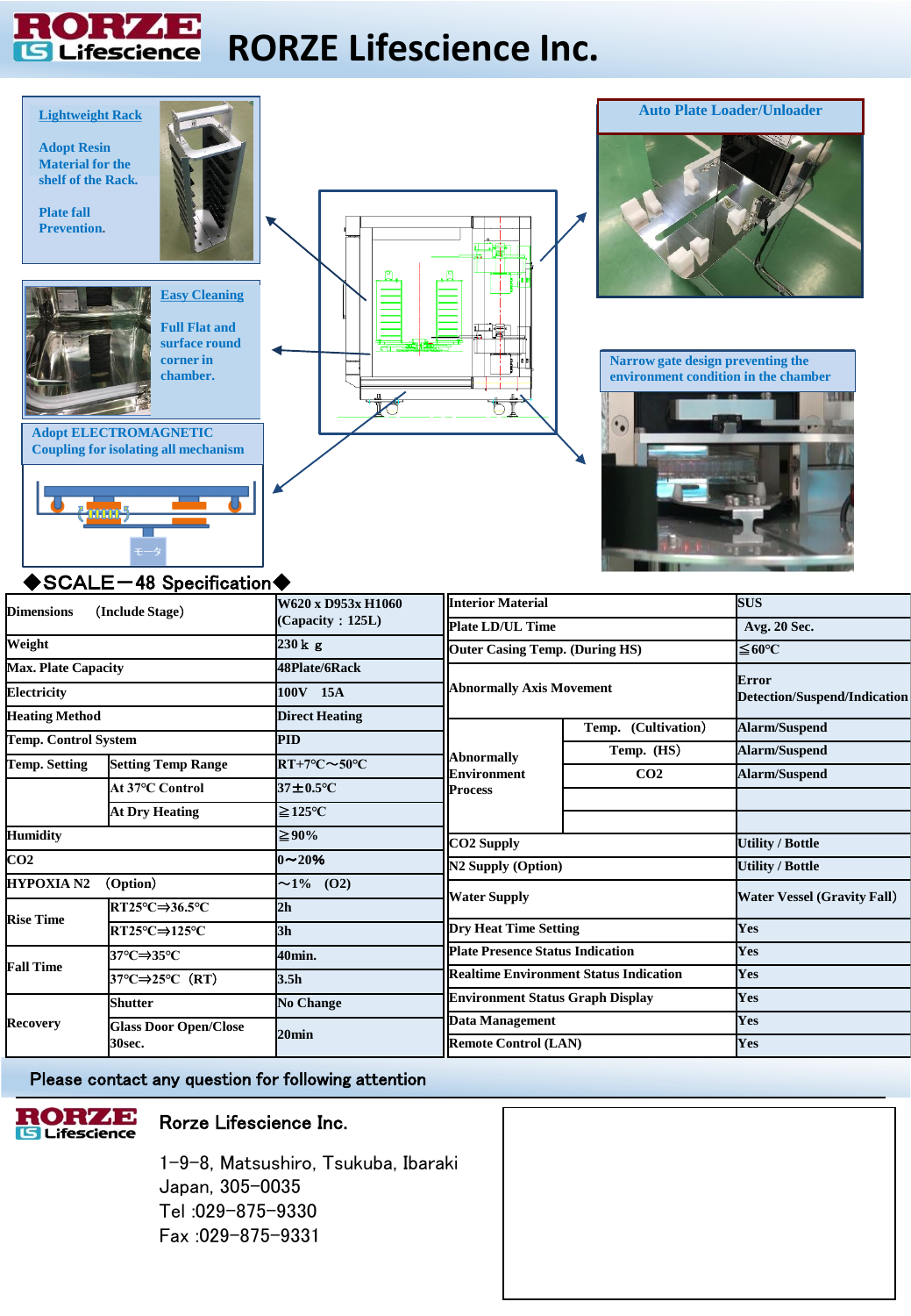# RORZE Lifescience Inc.

**Lightweight Rack**

Adopt Resin Material for the shelf of the Rack.

Plate fall Prevention.

**Auto Plate Loader/Unloader**

**Easy Cleaning**

Full Flat and surface round corner in chamber.

**Narrow gate design preventing the environment condition in the chamber**

**Adopt ELECTROMAGNETIC Coupling for isolating all mechanism**

## ◆SCALE－48 Specification◆

| | | |
|---|---|---|
| Dimensions　(Include Stage) | | W620 x D953x H1060 (Capacity：125L) |
| Weight | | 230ｋｇ |
| Max. Plate Capacity | | 48Plate/6Rack |
| Electricity | | 100V　15A |
| Heating Method | | Direct Heating |
| Temp. Control System | | PID |
| Temp. Setting | Setting Temp Range | RT+7℃～50℃ |
| | At 37℃ Control | 37±0.5℃ |
| | At Dry Heating | ≧125℃ |
| Humidity | | ≧90% |
| CO2 | | 0～20% |
| HYPOXIA N2　(Option) | | ～1%　(O2) |
| Rise Time | RT25℃⇒36.5℃ | 2h |
| | RT25℃⇒125℃ | 3h |
| Fall Time | 37℃⇒35℃ | 40min. |
| | 37℃⇒25℃　(RT) | 3.5h |
| Recovery | Shutter | No Change |
| | Glass Door Open/Close 30sec. | 20min |

| | | |
|---|---|---|
| Interior Material | | SUS |
| Plate LD/UL Time | | Avg. 20 Sec. |
| Outer Casing Temp. (During HS) | | ≦60℃ |
| Abnormally Axis Movement | | Error Detection/Suspend/Indication |
| Abnormally Environment Process | Temp.　(Cultivation) | Alarm/Suspend |
| | Temp.　(HS) | Alarm/Suspend |
| | CO2 | Alarm/Suspend |
| | | |
| | | |
| CO2 Supply | | Utility / Bottle |
| N2 Supply (Option) | | Utility / Bottle |
| Water Supply | | Water Vessel (Gravity Fall) |
| Dry Heat Time Setting | | Yes |
| Plate Presence Status Indication | | Yes |
| Realtime Environment Status Indication | | Yes |
| Environment Status Graph Display | | Yes |
| Data Management | | Yes |
| Remote Control (LAN) | | Yes |

Please contact any question for following attention

Rorze Lifescience Inc.

1-9-8, Matsushiro, Tsukuba, Ibaraki
Japan, 305-0035
Tel :029-875-9330
Fax :029-875-9331